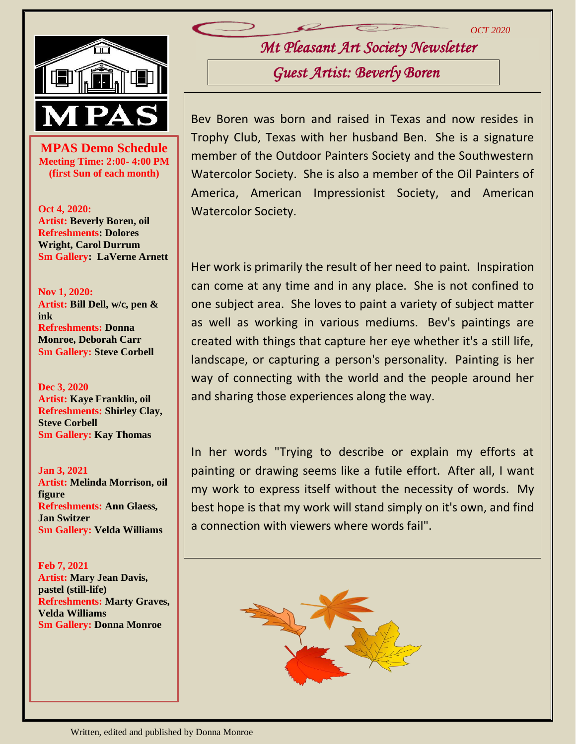OCT 2020

# Mt Pleasant Art Society Newsletter

## Guest Artist: Beverly Boren

Bev Boren was born and raised in Texas and now resides in Trophy Club, Texas with her husband Ben. She is a signature member of the Outdoor Painters Society and the Southwestern Watercolor Society. She is also a member of the Oil Painters of America, American Impressionist Society, and American Watercolor Society.

Her work is primarily the result of her need to paint. Inspiration can come at any time and in any place. She is not confined to one subject area. She loves to paint a variety of subject matter as well as working in various mediums. Bev's paintings are created with things that capture her eye whether it's a still life, landscape, or capturing a person's personality. Painting is her way of connecting with the world and the people around her and sharing those experiences along the way.

In her words "Trying to describe or explain my efforts at painting or drawing seems like a futile effort. After all, I want my work to express itself without the necessity of words. My best hope is that my work will stand simply on it's own, and find a connection with viewers where words fail".

## MPAS Demo Schedule

**Meeting Time: 2:00- 4:00 PM (first Sun of each month)**

**Oct 4, 2020:**
**Artist:** Beverly Boren, oil
**Refreshments:** Dolores Wright, Carol Durrum
**Sm Gallery:** LaVerne Arnett

**Nov 1, 2020:**
**Artist:** Bill Dell, w/c, pen & ink
**Refreshments:** Donna Monroe, Deborah Carr
**Sm Gallery:** Steve Corbell

**Dec 3, 2020**
**Artist:** Kaye Franklin, oil
**Refreshments:** Shirley Clay, Steve Corbell
**Sm Gallery:** Kay Thomas

**Jan 3, 2021**
**Artist:** Melinda Morrison, oil figure
**Refreshments:** Ann Glaess, Jan Switzer
**Sm Gallery:** Velda Williams

**Feb 7, 2021**
**Artist:** Mary Jean Davis, pastel (still-life)
**Refreshments:** Marty Graves, Velda Williams
**Sm Gallery:** Donna Monroe

Written, edited and published by Donna Monroe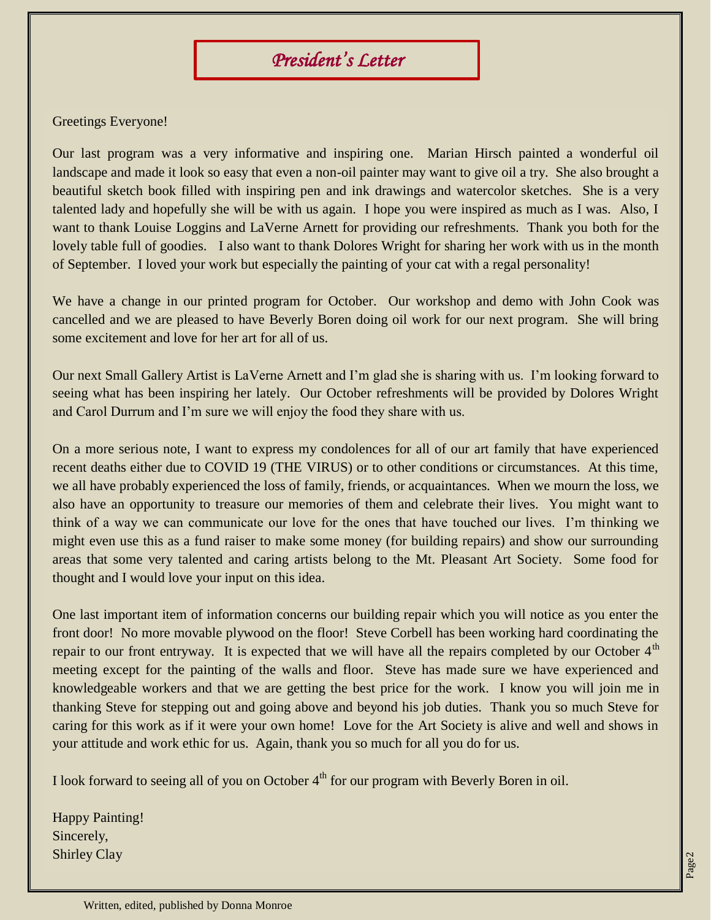# *President's Letter*

Greetings Everyone!

Our last program was a very informative and inspiring one. Marian Hirsch painted a wonderful oil landscape and made it look so easy that even a non-oil painter may want to give oil a try. She also brought a beautiful sketch book filled with inspiring pen and ink drawings and watercolor sketches. She is a very talented lady and hopefully she will be with us again. I hope you were inspired as much as I was. Also, I want to thank Louise Loggins and LaVerne Arnett for providing our refreshments. Thank you both for the lovely table full of goodies. I also want to thank Dolores Wright for sharing her work with us in the month of September. I loved your work but especially the painting of your cat with a regal personality!

We have a change in our printed program for October. Our workshop and demo with John Cook was cancelled and we are pleased to have Beverly Boren doing oil work for our next program. She will bring some excitement and love for her art for all of us.

Our next Small Gallery Artist is LaVerne Arnett and I'm glad she is sharing with us. I'm looking forward to seeing what has been inspiring her lately. Our October refreshments will be provided by Dolores Wright and Carol Durrum and I'm sure we will enjoy the food they share with us.

On a more serious note, I want to express my condolences for all of our art family that have experienced recent deaths either due to COVID 19 (THE VIRUS) or to other conditions or circumstances. At this time, we all have probably experienced the loss of family, friends, or acquaintances. When we mourn the loss, we also have an opportunity to treasure our memories of them and celebrate their lives. You might want to think of a way we can communicate our love for the ones that have touched our lives. I'm thinking we might even use this as a fund raiser to make some money (for building repairs) and show our surrounding areas that some very talented and caring artists belong to the Mt. Pleasant Art Society. Some food for thought and I would love your input on this idea.

One last important item of information concerns our building repair which you will notice as you enter the front door! No more movable plywood on the floor! Steve Corbell has been working hard coordinating the repair to our front entryway. It is expected that we will have all the repairs completed by our October 4th meeting except for the painting of the walls and floor. Steve has made sure we have experienced and knowledgeable workers and that we are getting the best price for the work. I know you will join me in thanking Steve for stepping out and going above and beyond his job duties. Thank you so much Steve for caring for this work as if it were your own home! Love for the Art Society is alive and well and shows in your attitude and work ethic for us. Again, thank you so much for all you do for us.

I look forward to seeing all of you on October 4th for our program with Beverly Boren in oil.

Happy Painting!
Sincerely,
Shirley Clay

Written, edited, published by Donna Monroe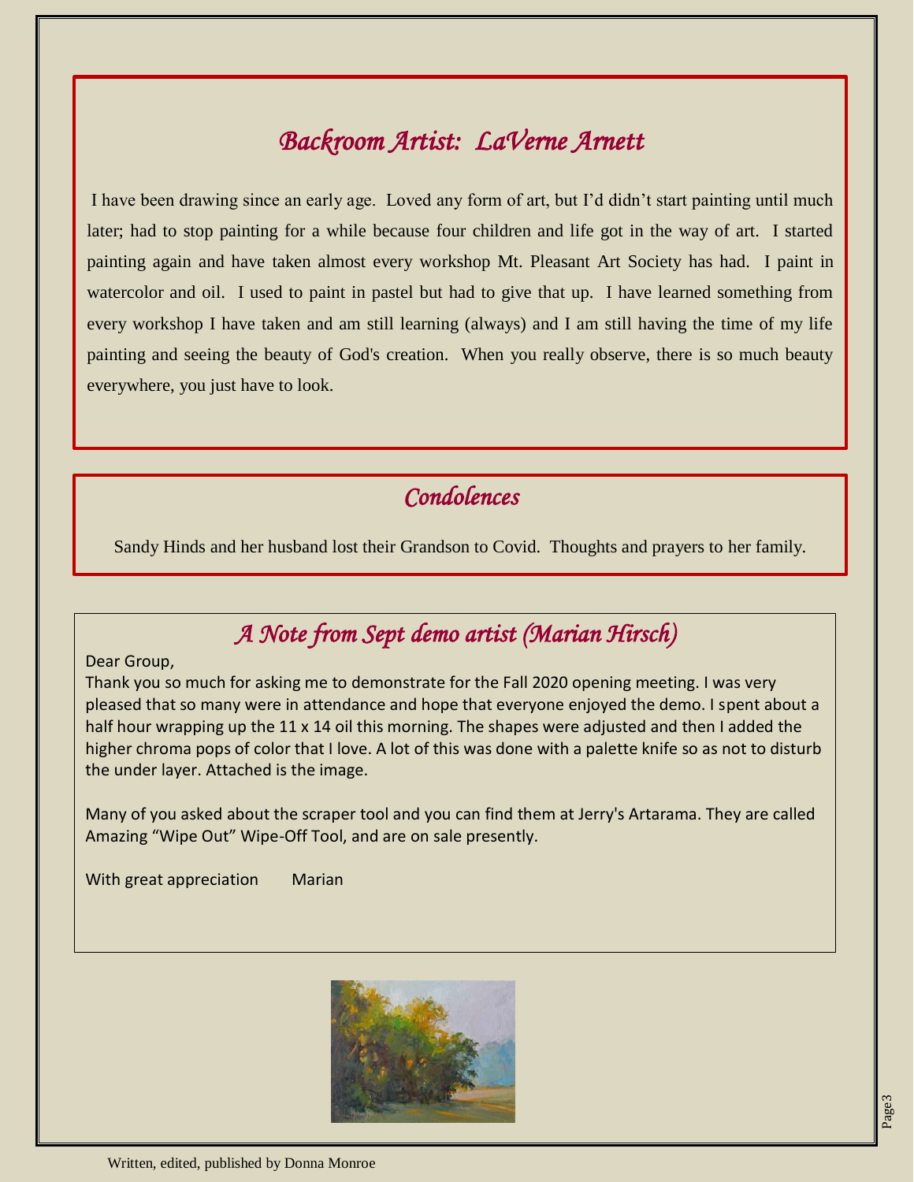## *Backroom Artist: LaVerne Arnett*

I have been drawing since an early age. Loved any form of art, but I'd didn't start painting until much later; had to stop painting for a while because four children and life got in the way of art. I started painting again and have taken almost every workshop Mt. Pleasant Art Society has had. I paint in watercolor and oil. I used to paint in pastel but had to give that up. I have learned something from every workshop I have taken and am still learning (always) and I am still having the time of my life painting and seeing the beauty of God's creation. When you really observe, there is so much beauty everywhere, you just have to look.

## *Condolences*

Sandy Hinds and her husband lost their Grandson to Covid. Thoughts and prayers to her family.

## *A Note from Sept demo artist (Marian Hirsch)*

Dear Group,

Thank you so much for asking me to demonstrate for the Fall 2020 opening meeting. I was very pleased that so many were in attendance and hope that everyone enjoyed the demo. I spent about a half hour wrapping up the 11 x 14 oil this morning. The shapes were adjusted and then I added the higher chroma pops of color that I love. A lot of this was done with a palette knife so as not to disturb the under layer. Attached is the image.

Many of you asked about the scraper tool and you can find them at Jerry's Artarama. They are called Amazing "Wipe Out" Wipe-Off Tool, and are on sale presently.

With great appreciation Marian

Written, edited, published by Donna Monroe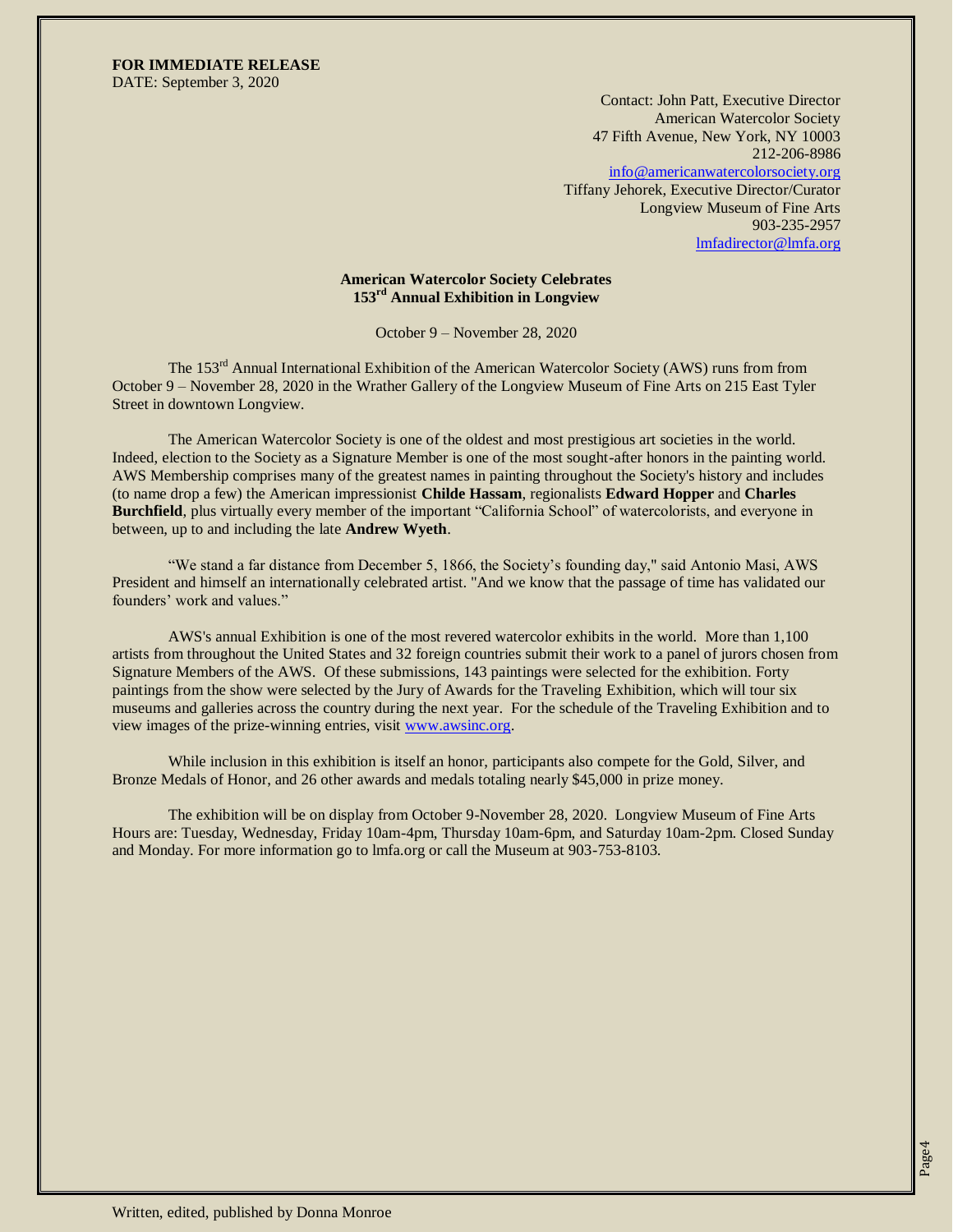**FOR IMMEDIATE RELEASE**
DATE: September 3, 2020

Contact: John Patt, Executive Director
American Watercolor Society
47 Fifth Avenue, New York, NY 10003
212-206-8986
info@americanwatercolorsociety.org
Tiffany Jehorek, Executive Director/Curator
Longview Museum of Fine Arts
903-235-2957
lmfadirector@lmfa.org

**American Watercolor Society Celebrates**
**153rd Annual Exhibition in Longview**

October 9 – November 28, 2020

The 153rd Annual International Exhibition of the American Watercolor Society (AWS) runs from from October 9 – November 28, 2020 in the Wrather Gallery of the Longview Museum of Fine Arts on 215 East Tyler Street in downtown Longview.

The American Watercolor Society is one of the oldest and most prestigious art societies in the world. Indeed, election to the Society as a Signature Member is one of the most sought-after honors in the painting world. AWS Membership comprises many of the greatest names in painting throughout the Society's history and includes (to name drop a few) the American impressionist **Childe Hassam**, regionalists **Edward Hopper** and **Charles Burchfield**, plus virtually every member of the important "California School" of watercolorists, and everyone in between, up to and including the late **Andrew Wyeth**.

"We stand a far distance from December 5, 1866, the Society's founding day," said Antonio Masi, AWS President and himself an internationally celebrated artist. "And we know that the passage of time has validated our founders' work and values."

AWS's annual Exhibition is one of the most revered watercolor exhibits in the world. More than 1,100 artists from throughout the United States and 32 foreign countries submit their work to a panel of jurors chosen from Signature Members of the AWS. Of these submissions, 143 paintings were selected for the exhibition. Forty paintings from the show were selected by the Jury of Awards for the Traveling Exhibition, which will tour six museums and galleries across the country during the next year. For the schedule of the Traveling Exhibition and to view images of the prize-winning entries, visit www.awsinc.org.

While inclusion in this exhibition is itself an honor, participants also compete for the Gold, Silver, and Bronze Medals of Honor, and 26 other awards and medals totaling nearly $45,000 in prize money.

The exhibition will be on display from October 9-November 28, 2020. Longview Museum of Fine Arts Hours are: Tuesday, Wednesday, Friday 10am-4pm, Thursday 10am-6pm, and Saturday 10am-2pm. Closed Sunday and Monday. For more information go to lmfa.org or call the Museum at 903-753-8103.

Written, edited, published by Donna Monroe